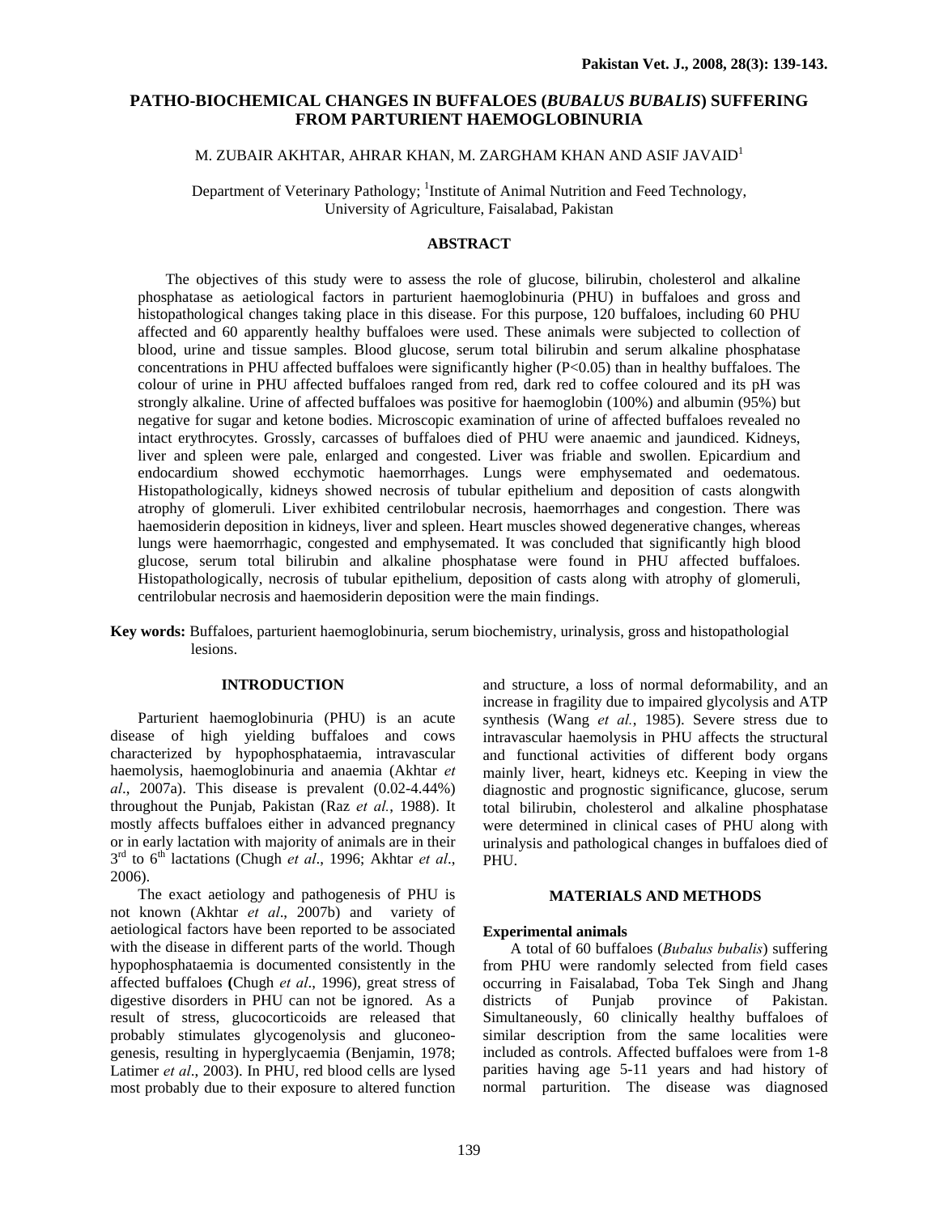# PATHO-BIOCHEMICAL CHANGES IN BUFFALOES (*BUBALUS BUBALIS*) SUFFERING FROM PARTURIENT HAEMOGLOBINURIA

M. ZUBAIR AKHTAR, AHRAR KHAN, M. ZARGHAM KHAN AND ASIF JAVAID[1]

Department of Veterinary Pathology; [1]Institute of Animal Nutrition and Feed Technology, University of Agriculture, Faisalabad, Pakistan

## ABSTRACT

The objectives of this study were to assess the role of glucose, bilirubin, cholesterol and alkaline phosphatase as aetiological factors in parturient haemoglobinuria (PHU) in buffaloes and gross and histopathological changes taking place in this disease. For this purpose, 120 buffaloes, including 60 PHU affected and 60 apparently healthy buffaloes were used. These animals were subjected to collection of blood, urine and tissue samples. Blood glucose, serum total bilirubin and serum alkaline phosphatase concentrations in PHU affected buffaloes were significantly higher ($P<0.05$) than in healthy buffaloes. The colour of urine in PHU affected buffaloes ranged from red, dark red to coffee coloured and its pH was strongly alkaline. Urine of affected buffaloes was positive for haemoglobin (100%) and albumin (95%) but negative for sugar and ketone bodies. Microscopic examination of urine of affected buffaloes revealed no intact erythrocytes. Grossly, carcasses of buffaloes died of PHU were anaemic and jaundiced. Kidneys, liver and spleen were pale, enlarged and congested. Liver was friable and swollen. Epicardium and endocardium showed ecchymotic haemorrhages. Lungs were emphysemated and oedematous. Histopathologically, kidneys showed necrosis of tubular epithelium and deposition of casts alongwith atrophy of glomeruli. Liver exhibited centrilobular necrosis, haemorrhages and congestion. There was haemosiderin deposition in kidneys, liver and spleen. Heart muscles showed degenerative changes, whereas lungs were haemorrhagic, congested and emphysemated. It was concluded that significantly high blood glucose, serum total bilirubin and alkaline phosphatase were found in PHU affected buffaloes. Histopathologically, necrosis of tubular epithelium, deposition of casts along with atrophy of glomeruli, centrilobular necrosis and haemosiderin deposition were the main findings.

**Key words:** Buffaloes, parturient haemoglobinuria, serum biochemistry, urinalysis, gross and histopathologial lesions.

## INTRODUCTION

Parturient haemoglobinuria (PHU) is an acute disease of high yielding buffaloes and cows characterized by hypophosphataemia, intravascular haemolysis, haemoglobinuria and anaemia (Akhtar *et al*., 2007a). This disease is prevalent (0.02-4.44%) throughout the Punjab, Pakistan (Raz *et al.*, 1988). It mostly affects buffaloes either in advanced pregnancy or in early lactation with majority of animals are in their 3rd to 6th lactations (Chugh *et al*., 1996; Akhtar *et al*., 2006).

The exact aetiology and pathogenesis of PHU is not known (Akhtar *et al*., 2007b) and variety of aetiological factors have been reported to be associated with the disease in different parts of the world. Though hypophosphataemia is documented consistently in the affected buffaloes **(**Chugh *et al*., 1996), great stress of digestive disorders in PHU can not be ignored. As a result of stress, glucocorticoids are released that probably stimulates glycogenolysis and gluconeogenesis, resulting in hyperglycaemia (Benjamin, 1978; Latimer *et al*., 2003). In PHU, red blood cells are lysed most probably due to their exposure to altered function and structure, a loss of normal deformability, and an increase in fragility due to impaired glycolysis and ATP synthesis (Wang *et al.*, 1985). Severe stress due to intravascular haemolysis in PHU affects the structural and functional activities of different body organs mainly liver, heart, kidneys etc. Keeping in view the diagnostic and prognostic significance, glucose, serum total bilirubin, cholesterol and alkaline phosphatase were determined in clinical cases of PHU along with urinalysis and pathological changes in buffaloes died of PHU.

## MATERIALS AND METHODS

### Experimental animals

A total of 60 buffaloes (*Bubalus bubalis*) suffering from PHU were randomly selected from field cases occurring in Faisalabad, Toba Tek Singh and Jhang districts of Punjab province of Pakistan. Simultaneously, 60 clinically healthy buffaloes of similar description from the same localities were included as controls. Affected buffaloes were from 1-8 parities having age 5-11 years and had history of normal parturition. The disease was diagnosed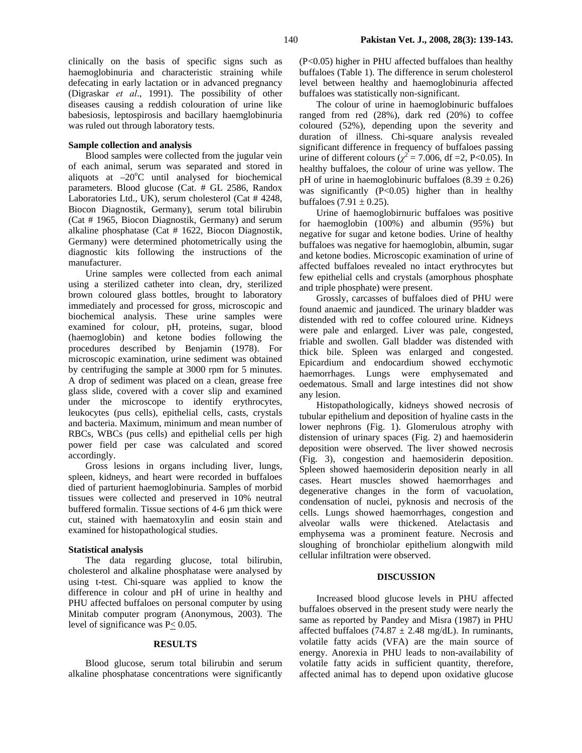clinically on the basis of specific signs such as haemoglobinuria and characteristic straining while defecating in early lactation or in advanced pregnancy (Digraskar *et al*., 1991). The possibility of other diseases causing a reddish colouration of urine like babesiosis, leptospirosis and bacillary haemglobinuria was ruled out through laboratory tests.

### Sample collection and analysis

Blood samples were collected from the jugular vein of each animal, serum was separated and stored in aliquots at $-20^{o}$C until analysed for biochemical parameters. Blood glucose (Cat. # GL 2586, Randox Laboratories Ltd., UK), serum cholesterol (Cat # 4248, Biocon Diagnostik, Germany), serum total bilirubin (Cat # 1965, Biocon Diagnostik, Germany) and serum alkaline phosphatase (Cat # 1622, Biocon Diagnostik, Germany) were determined photometrically using the diagnostic kits following the instructions of the manufacturer.

Urine samples were collected from each animal using a sterilized catheter into clean, dry, sterilized brown coloured glass bottles, brought to laboratory immediately and processed for gross, microscopic and biochemical analysis. These urine samples were examined for colour, pH, proteins, sugar, blood (haemoglobin) and ketone bodies following the procedures described by Benjamin (1978). For microscopic examination, urine sediment was obtained by centrifuging the sample at 3000 rpm for 5 minutes. A drop of sediment was placed on a clean, grease free glass slide, covered with a cover slip and examined under the microscope to identify erythrocytes, leukocytes (pus cells), epithelial cells, casts, crystals and bacteria. Maximum, minimum and mean number of RBCs, WBCs (pus cells) and epithelial cells per high power field per case was calculated and scored accordingly.

Gross lesions in organs including liver, lungs, spleen, kidneys, and heart were recorded in buffaloes died of parturient haemoglobinuria. Samples of morbid tissues were collected and preserved in 10% neutral buffered formalin. Tissue sections of 4-6 µm thick were cut, stained with haematoxylin and eosin stain and examined for histopathological studies.

### Statistical analysis

The data regarding glucose, total bilirubin, cholesterol and alkaline phosphatase were analysed by using t-test. Chi-square was applied to know the difference in colour and pH of urine in healthy and PHU affected buffaloes on personal computer by using Minitab computer program (Anonymous, 2003). The level of significance was $P \leq 0.05$.

## RESULTS

Blood glucose, serum total bilirubin and serum alkaline phosphatase concentrations were significantly ($P<0.05$) higher in PHU affected buffaloes than healthy buffaloes (Table 1). The difference in serum cholesterol level between healthy and haemoglobinuria affected buffaloes was statistically non-significant.

The colour of urine in haemoglobinuric buffaloes ranged from red (28%), dark red (20%) to coffee coloured (52%), depending upon the severity and duration of illness. Chi-square analysis revealed significant difference in frequency of buffaloes passing urine of different colours ($\chi^2 = 7.006$, df =2, $P<0.05$). In healthy buffaloes, the colour of urine was yellow. The pH of urine in haemoglobinuric buffaloes ($8.39 \pm 0.26$) was significantly ($P<0.05$) higher than in healthy buffaloes ($7.91 \pm 0.25$).

Urine of haemoglobirnuric buffaloes was positive for haemoglobin (100%) and albumin (95%) but negative for sugar and ketone bodies. Urine of healthy buffaloes was negative for haemoglobin, albumin, sugar and ketone bodies. Microscopic examination of urine of affected buffaloes revealed no intact erythrocytes but few epithelial cells and crystals (amorphous phosphate and triple phosphate) were present.

Grossly, carcasses of buffaloes died of PHU were found anaemic and jaundiced. The urinary bladder was distended with red to coffee coloured urine. Kidneys were pale and enlarged. Liver was pale, congested, friable and swollen. Gall bladder was distended with thick bile. Spleen was enlarged and congested. Epicardium and endocardium showed ecchymotic haemorrhages. Lungs were emphysemated and oedematous. Small and large intestines did not show any lesion.

Histopathologically, kidneys showed necrosis of tubular epithelium and deposition of hyaline casts in the lower nephrons (Fig. 1). Glomerulous atrophy with distension of urinary spaces (Fig. 2) and haemosiderin deposition were observed. The liver showed necrosis (Fig. 3), congestion and haemosiderin deposition. Spleen showed haemosiderin deposition nearly in all cases. Heart muscles showed haemorrhages and degenerative changes in the form of vacuolation, condensation of nuclei, pyknosis and necrosis of the cells. Lungs showed haemorrhages, congestion and alveolar walls were thickened. Atelactasis and emphysema was a prominent feature. Necrosis and sloughing of bronchiolar epithelium alongwith mild cellular infiltration were observed.

## DISCUSSION

Increased blood glucose levels in PHU affected buffaloes observed in the present study were nearly the same as reported by Pandey and Misra (1987) in PHU affected buffaloes ($74.87 \pm 2.48$ mg/dL). In ruminants, volatile fatty acids (VFA) are the main source of energy. Anorexia in PHU leads to non-availability of volatile fatty acids in sufficient quantity, therefore, affected animal has to depend upon oxidative glucose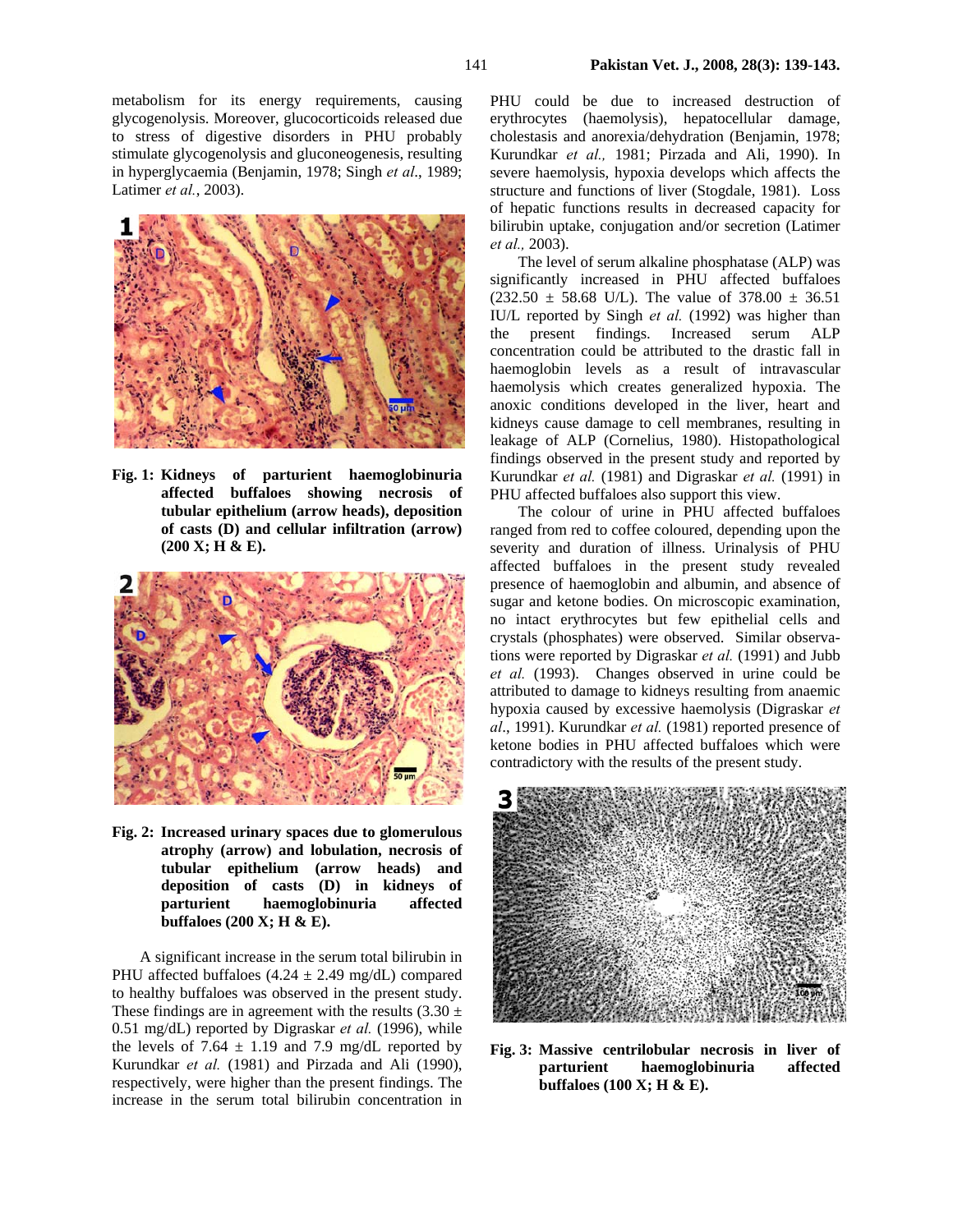metabolism for its energy requirements, causing glycogenolysis. Moreover, glucocorticoids released due to stress of digestive disorders in PHU probably stimulate glycogenolysis and gluconeogenesis, resulting in hyperglycaemia (Benjamin, 1978; Singh *et al*., 1989; Latimer *et al.*, 2003).

**Fig. 1: Kidneys of parturient haemoglobinuria affected buffaloes showing necrosis of tubular epithelium (arrow heads), deposition of casts (D) and cellular infiltration (arrow) (200 X; H & E).**

**Fig. 2: Increased urinary spaces due to glomerulous atrophy (arrow) and lobulation, necrosis of tubular epithelium (arrow heads) and deposition of casts (D) in kidneys of parturient haemoglobinuria affected buffaloes (200 X; H & E).**

A significant increase in the serum total bilirubin in PHU affected buffaloes (4.24 ± 2.49 mg/dL) compared to healthy buffaloes was observed in the present study. These findings are in agreement with the results (3.30 ± 0.51 mg/dL) reported by Digraskar *et al.* (1996), while the levels of 7.64 ± 1.19 and 7.9 mg/dL reported by Kurundkar *et al.* (1981) and Pirzada and Ali (1990), respectively, were higher than the present findings. The increase in the serum total bilirubin concentration in PHU could be due to increased destruction of erythrocytes (haemolysis), hepatocellular damage, cholestasis and anorexia/dehydration (Benjamin, 1978; Kurundkar *et al.,* 1981; Pirzada and Ali, 1990). In severe haemolysis, hypoxia develops which affects the structure and functions of liver (Stogdale, 1981). Loss of hepatic functions results in decreased capacity for bilirubin uptake, conjugation and/or secretion (Latimer *et al.,* 2003).

The level of serum alkaline phosphatase (ALP) was significantly increased in PHU affected buffaloes (232.50 ± 58.68 U/L). The value of 378.00 ± 36.51 IU/L reported by Singh *et al.* (1992) was higher than the present findings. Increased serum ALP concentration could be attributed to the drastic fall in haemoglobin levels as a result of intravascular haemolysis which creates generalized hypoxia. The anoxic conditions developed in the liver, heart and kidneys cause damage to cell membranes, resulting in leakage of ALP (Cornelius, 1980). Histopathological findings observed in the present study and reported by Kurundkar *et al.* (1981) and Digraskar *et al.* (1991) in PHU affected buffaloes also support this view.

The colour of urine in PHU affected buffaloes ranged from red to coffee coloured, depending upon the severity and duration of illness. Urinalysis of PHU affected buffaloes in the present study revealed presence of haemoglobin and albumin, and absence of sugar and ketone bodies. On microscopic examination, no intact erythrocytes but few epithelial cells and crystals (phosphates) were observed. Similar observations were reported by Digraskar *et al.* (1991) and Jubb *et al.* (1993). Changes observed in urine could be attributed to damage to kidneys resulting from anaemic hypoxia caused by excessive haemolysis (Digraskar *et al*., 1991). Kurundkar *et al.* (1981) reported presence of ketone bodies in PHU affected buffaloes which were contradictory with the results of the present study.

**Fig. 3: Massive centrilobular necrosis in liver of parturient haemoglobinuria affected buffaloes (100 X; H & E).**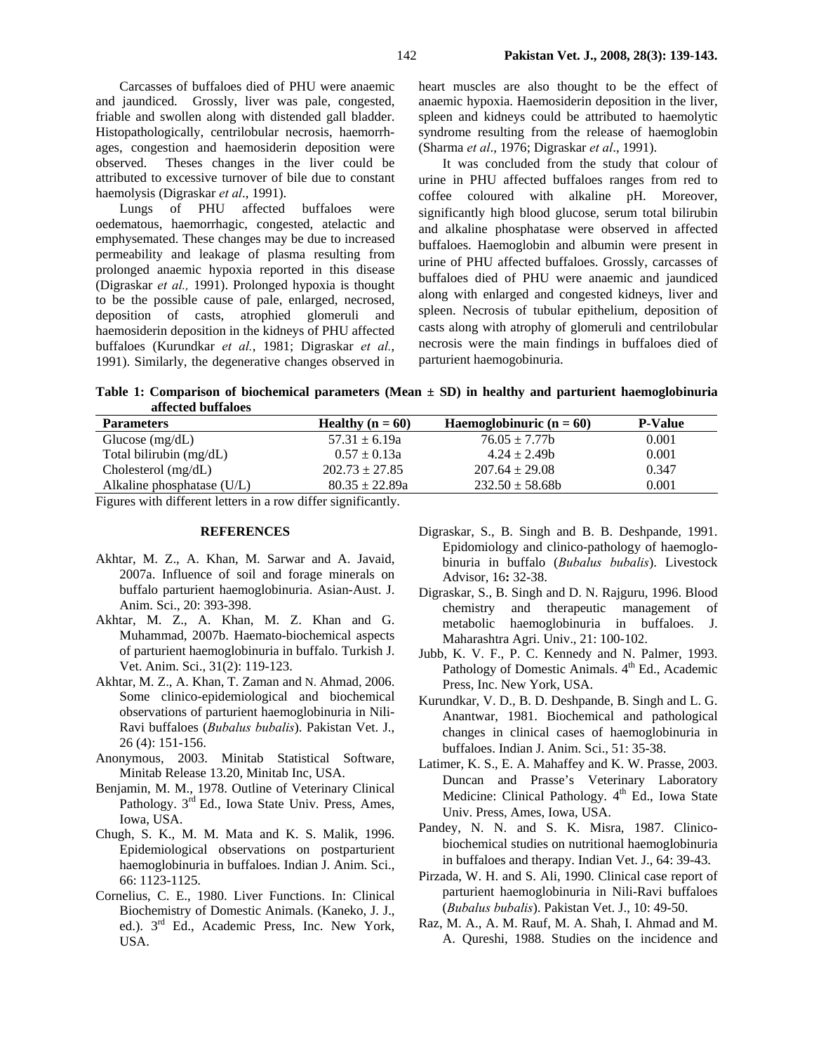Carcasses of buffaloes died of PHU were anaemic and jaundiced. Grossly, liver was pale, congested, friable and swollen along with distended gall bladder. Histopathologically, centrilobular necrosis, haemorrhages, congestion and haemosiderin deposition were observed. Theses changes in the liver could be attributed to excessive turnover of bile due to constant haemolysis (Digraskar *et al*., 1991).

Lungs of PHU affected buffaloes were oedematous, haemorrhagic, congested, atelactic and emphysemated. These changes may be due to increased permeability and leakage of plasma resulting from prolonged anaemic hypoxia reported in this disease (Digraskar *et al.,* 1991). Prolonged hypoxia is thought to be the possible cause of pale, enlarged, necrosed, deposition of casts, atrophied glomeruli and haemosiderin deposition in the kidneys of PHU affected buffaloes (Kurundkar *et al.*, 1981; Digraskar *et al.*, 1991). Similarly, the degenerative changes observed in heart muscles are also thought to be the effect of anaemic hypoxia. Haemosiderin deposition in the liver, spleen and kidneys could be attributed to haemolytic syndrome resulting from the release of haemoglobin (Sharma *et al*., 1976; Digraskar *et al*., 1991).

It was concluded from the study that colour of urine in PHU affected buffaloes ranges from red to coffee coloured with alkaline pH. Moreover, significantly high blood glucose, serum total bilirubin and alkaline phosphatase were observed in affected buffaloes. Haemoglobin and albumin were present in urine of PHU affected buffaloes. Grossly, carcasses of buffaloes died of PHU were anaemic and jaundiced along with enlarged and congested kidneys, liver and spleen. Necrosis of tubular epithelium, deposition of casts along with atrophy of glomeruli and centrilobular necrosis were the main findings in buffaloes died of parturient haemogobinuria.

**Table 1: Comparison of biochemical parameters (Mean ± SD) in healthy and parturient haemoglobinuria affected buffaloes**

| Parameters | Healthy (n = 60) | Haemoglobinuric (n = 60) | P-Value |
|---|---|---|---|
| Glucose (mg/dL) | 57.31 ± 6.19a | 76.05 ± 7.77b | 0.001 |
| Total bilirubin (mg/dL) | 0.57 ± 0.13a | 4.24 ± 2.49b | 0.001 |
| Cholesterol (mg/dL) | 202.73 ± 27.85 | 207.64 ± 29.08 | 0.347 |
| Alkaline phosphatase (U/L) | 80.35 ± 22.89a | 232.50 ± 58.68b | 0.001 |

Figures with different letters in a row differ significantly.

## REFERENCES

Akhtar, M. Z., A. Khan, M. Sarwar and A. Javaid, 2007a. Influence of soil and forage minerals on buffalo parturient haemoglobinuria. Asian-Aust. J. Anim. Sci., 20: 393-398.

Akhtar, M. Z., A. Khan, M. Z. Khan and G. Muhammad, 2007b. Haemato-biochemical aspects of parturient haemoglobinuria in buffalo. Turkish J. Vet. Anim. Sci., 31(2): 119-123.

Akhtar, M. Z., A. Khan, T. Zaman and N. Ahmad, 2006. Some clinico-epidemiological and biochemical observations of parturient haemoglobinuria in Nili-Ravi buffaloes (*Bubalus bubalis*). Pakistan Vet. J., 26 (4): 151-156.

Anonymous, 2003. Minitab Statistical Software, Minitab Release 13.20, Minitab Inc, USA.

Benjamin, M. M., 1978. Outline of Veterinary Clinical Pathology. 3rd Ed., Iowa State Univ. Press, Ames, Iowa, USA.

Chugh, S. K., M. M. Mata and K. S. Malik, 1996. Epidemiological observations on postparturient haemoglobinuria in buffaloes. Indian J. Anim. Sci., 66: 1123-1125.

Cornelius, C. E., 1980. Liver Functions. In: Clinical Biochemistry of Domestic Animals. (Kaneko, J. J., ed.). 3rd Ed., Academic Press, Inc. New York, USA.

Digraskar, S., B. Singh and B. B. Deshpande, 1991. Epidomiology and clinico-pathology of haemoglobinuria in buffalo (*Bubalus bubalis*). Livestock Advisor, 16**:** 32-38.

Digraskar, S., B. Singh and D. N. Rajguru, 1996. Blood chemistry and therapeutic management of metabolic haemoglobinuria in buffaloes. J. Maharashtra Agri. Univ., 21: 100-102.

Jubb, K. V. F., P. C. Kennedy and N. Palmer, 1993. Pathology of Domestic Animals. 4th Ed., Academic Press, Inc. New York, USA.

Kurundkar, V. D., B. D. Deshpande, B. Singh and L. G. Anantwar, 1981. Biochemical and pathological changes in clinical cases of haemoglobinuria in buffaloes. Indian J. Anim. Sci., 51: 35-38.

Latimer, K. S., E. A. Mahaffey and K. W. Prasse, 2003. Duncan and Prasse's Veterinary Laboratory Medicine: Clinical Pathology. 4th Ed., Iowa State Univ. Press, Ames, Iowa, USA.

Pandey, N. N. and S. K. Misra, 1987. Clinico-biochemical studies on nutritional haemoglobinuria in buffaloes and therapy. Indian Vet. J., 64: 39-43.

Pirzada, W. H. and S. Ali, 1990. Clinical case report of parturient haemoglobinuria in Nili-Ravi buffaloes (*Bubalus bubalis*). Pakistan Vet. J., 10: 49-50.

Raz, M. A., A. M. Rauf, M. A. Shah, I. Ahmad and M. A. Qureshi, 1988. Studies on the incidence and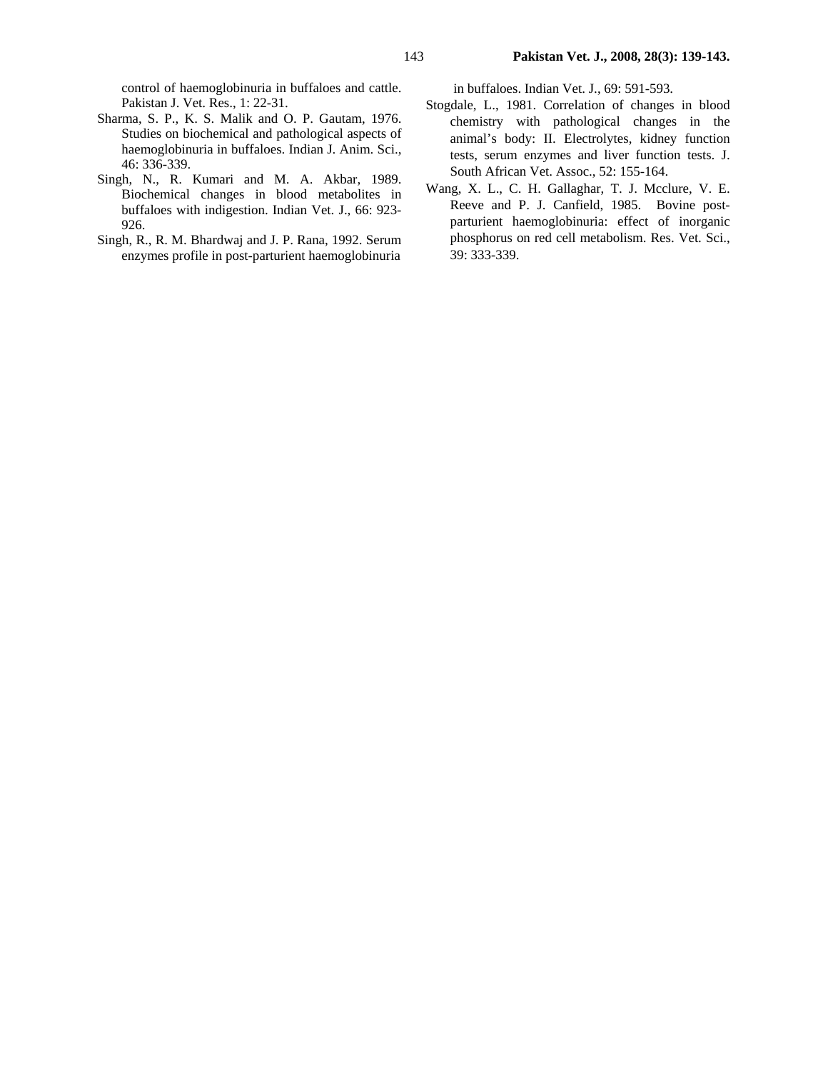control of haemoglobinuria in buffaloes and cattle. Pakistan J. Vet. Res., 1: 22-31.

Sharma, S. P., K. S. Malik and O. P. Gautam, 1976. Studies on biochemical and pathological aspects of haemoglobinuria in buffaloes. Indian J. Anim. Sci., 46: 336-339.

Singh, N., R. Kumari and M. A. Akbar, 1989. Biochemical changes in blood metabolites in buffaloes with indigestion. Indian Vet. J., 66: 923-926.

Singh, R., R. M. Bhardwaj and J. P. Rana, 1992. Serum enzymes profile in post-parturient haemoglobinuria in buffaloes. Indian Vet. J., 69: 591-593.

Stogdale, L., 1981. Correlation of changes in blood chemistry with pathological changes in the animal's body: II. Electrolytes, kidney function tests, serum enzymes and liver function tests. J. South African Vet. Assoc., 52: 155-164.

Wang, X. L., C. H. Gallaghar, T. J. Mcclure, V. E. Reeve and P. J. Canfield, 1985. Bovine post-parturient haemoglobinuria: effect of inorganic phosphorus on red cell metabolism. Res. Vet. Sci., 39: 333-339.